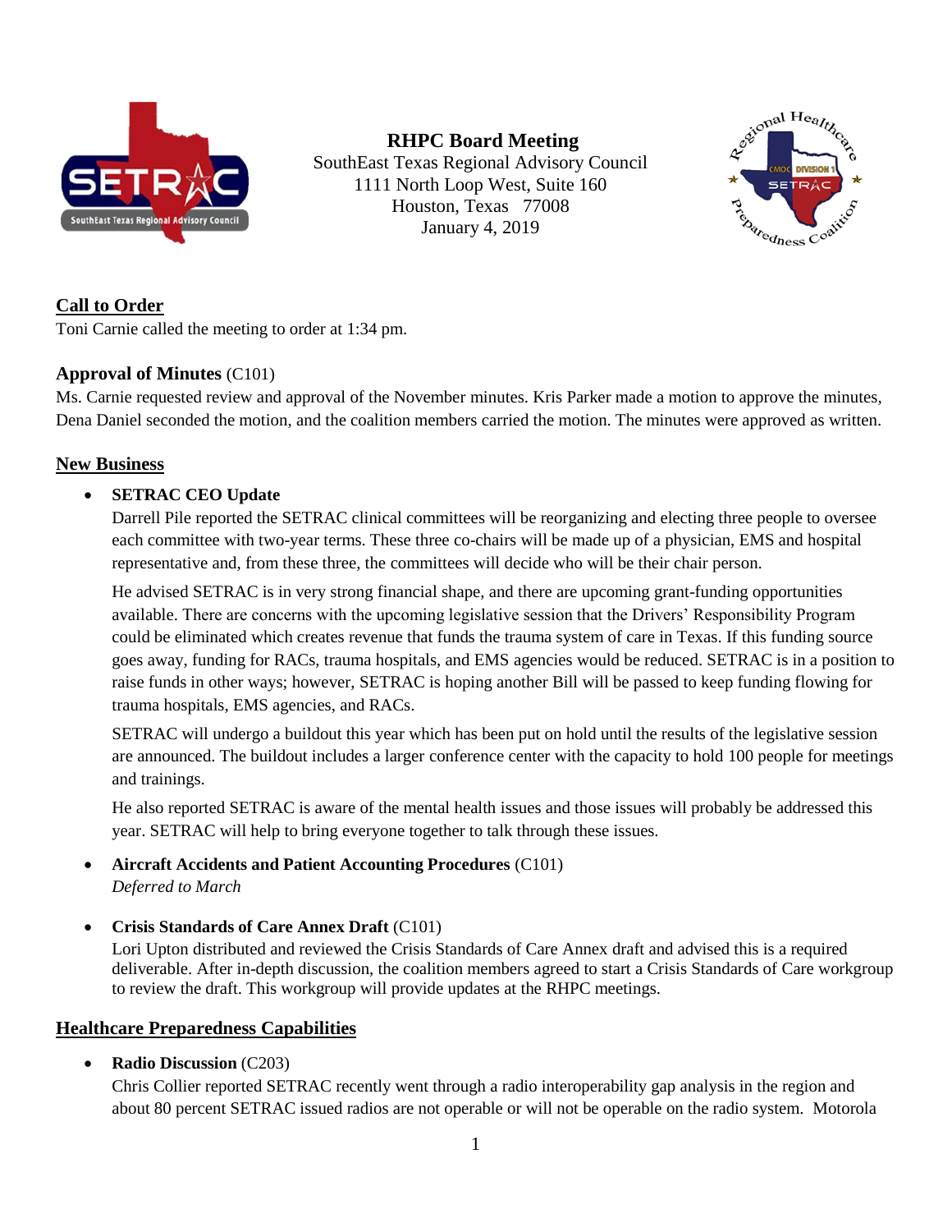# RHPC Board Meeting

SouthEast Texas Regional Advisory Council
1111 North Loop West, Suite 160
Houston, Texas 77008
January 4, 2019

## Call to Order

Toni Carnie called the meeting to order at 1:34 pm.

### Approval of Minutes (C101)

Ms. Carnie requested review and approval of the November minutes. Kris Parker made a motion to approve the minutes, Dena Daniel seconded the motion, and the coalition members carried the motion. The minutes were approved as written.

## New Business

- **SETRAC CEO Update**

  Darrell Pile reported the SETRAC clinical committees will be reorganizing and electing three people to oversee each committee with two-year terms. These three co-chairs will be made up of a physician, EMS and hospital representative and, from these three, the committees will decide who will be their chair person.

  He advised SETRAC is in very strong financial shape, and there are upcoming grant-funding opportunities available. There are concerns with the upcoming legislative session that the Drivers' Responsibility Program could be eliminated which creates revenue that funds the trauma system of care in Texas. If this funding source goes away, funding for RACs, trauma hospitals, and EMS agencies would be reduced. SETRAC is in a position to raise funds in other ways; however, SETRAC is hoping another Bill will be passed to keep funding flowing for trauma hospitals, EMS agencies, and RACs.

  SETRAC will undergo a buildout this year which has been put on hold until the results of the legislative session are announced. The buildout includes a larger conference center with the capacity to hold 100 people for meetings and trainings.

  He also reported SETRAC is aware of the mental health issues and those issues will probably be addressed this year. SETRAC will help to bring everyone together to talk through these issues.

- **Aircraft Accidents and Patient Accounting Procedures** (C101)

  *Deferred to March*

- **Crisis Standards of Care Annex Draft** (C101)

  Lori Upton distributed and reviewed the Crisis Standards of Care Annex draft and advised this is a required deliverable. After in-depth discussion, the coalition members agreed to start a Crisis Standards of Care workgroup to review the draft. This workgroup will provide updates at the RHPC meetings.

## Healthcare Preparedness Capabilities

- **Radio Discussion** (C203)

  Chris Collier reported SETRAC recently went through a radio interoperability gap analysis in the region and about 80 percent SETRAC issued radios are not operable or will not be operable on the radio system. Motorola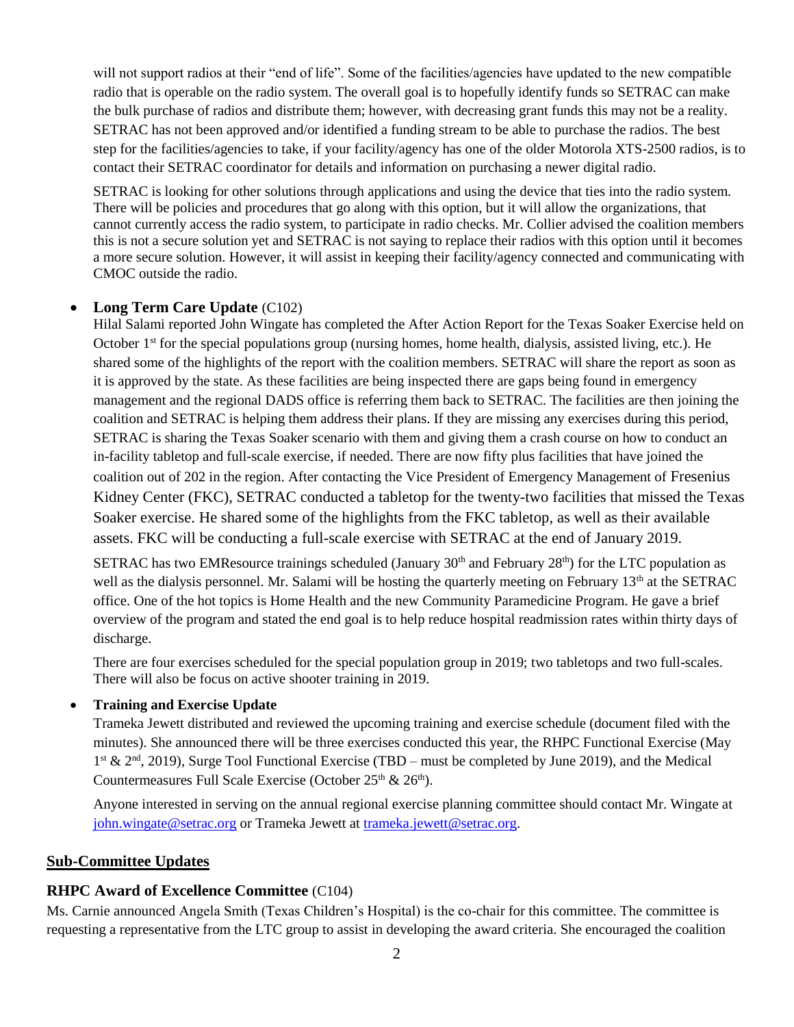will not support radios at their "end of life". Some of the facilities/agencies have updated to the new compatible radio that is operable on the radio system. The overall goal is to hopefully identify funds so SETRAC can make the bulk purchase of radios and distribute them; however, with decreasing grant funds this may not be a reality. SETRAC has not been approved and/or identified a funding stream to be able to purchase the radios. The best step for the facilities/agencies to take, if your facility/agency has one of the older Motorola XTS-2500 radios, is to contact their SETRAC coordinator for details and information on purchasing a newer digital radio.

SETRAC is looking for other solutions through applications and using the device that ties into the radio system. There will be policies and procedures that go along with this option, but it will allow the organizations, that cannot currently access the radio system, to participate in radio checks. Mr. Collier advised the coalition members this is not a secure solution yet and SETRAC is not saying to replace their radios with this option until it becomes a more secure solution. However, it will assist in keeping their facility/agency connected and communicating with CMOC outside the radio.

- **Long Term Care Update** (C102)

  Hilal Salami reported John Wingate has completed the After Action Report for the Texas Soaker Exercise held on October 1st for the special populations group (nursing homes, home health, dialysis, assisted living, etc.). He shared some of the highlights of the report with the coalition members. SETRAC will share the report as soon as it is approved by the state. As these facilities are being inspected there are gaps being found in emergency management and the regional DADS office is referring them back to SETRAC. The facilities are then joining the coalition and SETRAC is helping them address their plans. If they are missing any exercises during this period, SETRAC is sharing the Texas Soaker scenario with them and giving them a crash course on how to conduct an in-facility tabletop and full-scale exercise, if needed. There are now fifty plus facilities that have joined the coalition out of 202 in the region. After contacting the Vice President of Emergency Management of Fresenius Kidney Center (FKC), SETRAC conducted a tabletop for the twenty-two facilities that missed the Texas Soaker exercise. He shared some of the highlights from the FKC tabletop, as well as their available assets. FKC will be conducting a full-scale exercise with SETRAC at the end of January 2019.

  SETRAC has two EMResource trainings scheduled (January 30th and February 28th) for the LTC population as well as the dialysis personnel. Mr. Salami will be hosting the quarterly meeting on February 13th at the SETRAC office. One of the hot topics is Home Health and the new Community Paramedicine Program. He gave a brief overview of the program and stated the end goal is to help reduce hospital readmission rates within thirty days of discharge.

  There are four exercises scheduled for the special population group in 2019; two tabletops and two full-scales. There will also be focus on active shooter training in 2019.

- **Training and Exercise Update**

  Trameka Jewett distributed and reviewed the upcoming training and exercise schedule (document filed with the minutes). She announced there will be three exercises conducted this year, the RHPC Functional Exercise (May 1st & 2nd, 2019), Surge Tool Functional Exercise (TBD – must be completed by June 2019), and the Medical Countermeasures Full Scale Exercise (October 25th & 26th).

  Anyone interested in serving on the annual regional exercise planning committee should contact Mr. Wingate at john.wingate@setrac.org or Trameka Jewett at trameka.jewett@setrac.org.

## Sub-Committee Updates

### RHPC Award of Excellence Committee (C104)

Ms. Carnie announced Angela Smith (Texas Children's Hospital) is the co-chair for this committee. The committee is requesting a representative from the LTC group to assist in developing the award criteria. She encouraged the coalition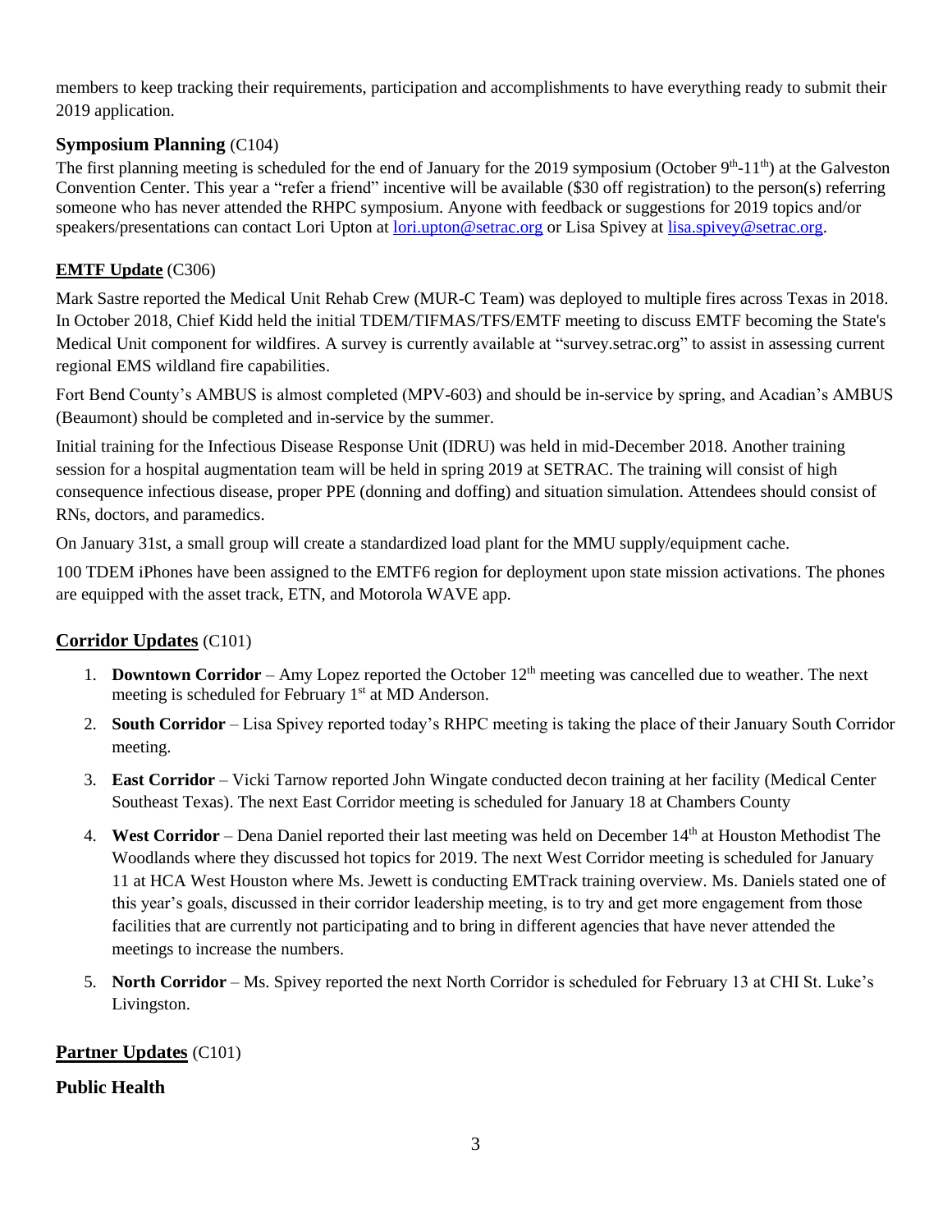members to keep tracking their requirements, participation and accomplishments to have everything ready to submit their 2019 application.

**Symposium Planning** (C104)

The first planning meeting is scheduled for the end of January for the 2019 symposium (October 9th-11th) at the Galveston Convention Center. This year a "refer a friend" incentive will be available ($30 off registration) to the person(s) referring someone who has never attended the RHPC symposium. Anyone with feedback or suggestions for 2019 topics and/or speakers/presentations can contact Lori Upton at lori.upton@setrac.org or Lisa Spivey at lisa.spivey@setrac.org.

**EMTF Update** (C306)

Mark Sastre reported the Medical Unit Rehab Crew (MUR-C Team) was deployed to multiple fires across Texas in 2018. In October 2018, Chief Kidd held the initial TDEM/TIFMAS/TFS/EMTF meeting to discuss EMTF becoming the State's Medical Unit component for wildfires. A survey is currently available at "survey.setrac.org" to assist in assessing current regional EMS wildland fire capabilities.

Fort Bend County's AMBUS is almost completed (MPV-603) and should be in-service by spring, and Acadian's AMBUS (Beaumont) should be completed and in-service by the summer.

Initial training for the Infectious Disease Response Unit (IDRU) was held in mid-December 2018. Another training session for a hospital augmentation team will be held in spring 2019 at SETRAC. The training will consist of high consequence infectious disease, proper PPE (donning and doffing) and situation simulation. Attendees should consist of RNs, doctors, and paramedics.

On January 31st, a small group will create a standardized load plant for the MMU supply/equipment cache.

100 TDEM iPhones have been assigned to the EMTF6 region for deployment upon state mission activations. The phones are equipped with the asset track, ETN, and Motorola WAVE app.

**Corridor Updates** (C101)

1. **Downtown Corridor** – Amy Lopez reported the October 12th meeting was cancelled due to weather. The next meeting is scheduled for February 1st at MD Anderson.
2. **South Corridor** – Lisa Spivey reported today's RHPC meeting is taking the place of their January South Corridor meeting.
3. **East Corridor** – Vicki Tarnow reported John Wingate conducted decon training at her facility (Medical Center Southeast Texas). The next East Corridor meeting is scheduled for January 18 at Chambers County
4. **West Corridor** – Dena Daniel reported their last meeting was held on December 14th at Houston Methodist The Woodlands where they discussed hot topics for 2019. The next West Corridor meeting is scheduled for January 11 at HCA West Houston where Ms. Jewett is conducting EMTrack training overview. Ms. Daniels stated one of this year's goals, discussed in their corridor leadership meeting, is to try and get more engagement from those facilities that are currently not participating and to bring in different agencies that have never attended the meetings to increase the numbers.
5. **North Corridor** – Ms. Spivey reported the next North Corridor is scheduled for February 13 at CHI St. Luke's Livingston.

**Partner Updates** (C101)

**Public Health**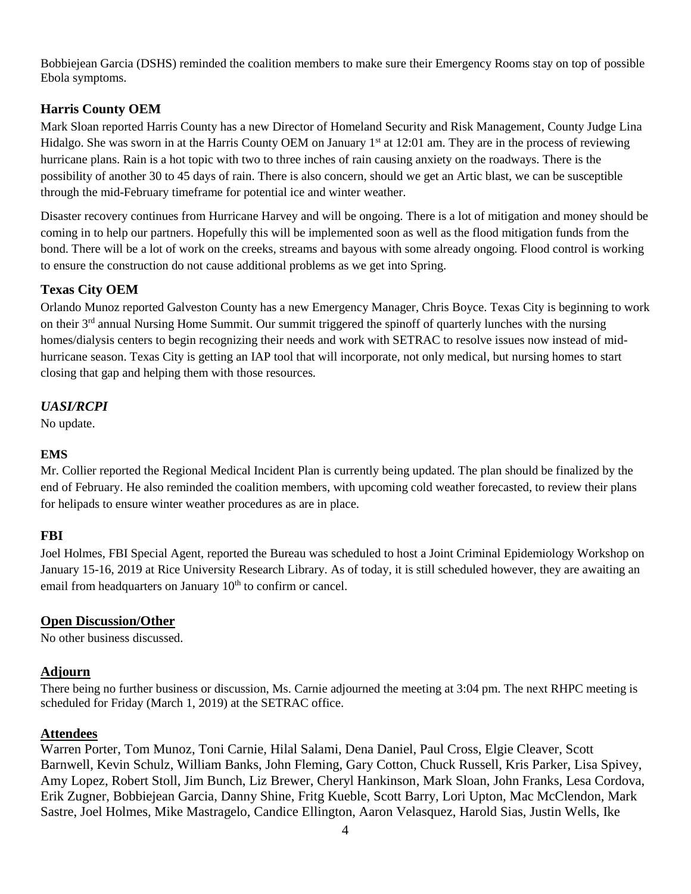Bobbiejean Garcia (DSHS) reminded the coalition members to make sure their Emergency Rooms stay on top of possible Ebola symptoms.

### Harris County OEM

Mark Sloan reported Harris County has a new Director of Homeland Security and Risk Management, County Judge Lina Hidalgo. She was sworn in at the Harris County OEM on January 1st at 12:01 am. They are in the process of reviewing hurricane plans. Rain is a hot topic with two to three inches of rain causing anxiety on the roadways. There is the possibility of another 30 to 45 days of rain. There is also concern, should we get an Artic blast, we can be susceptible through the mid-February timeframe for potential ice and winter weather.

Disaster recovery continues from Hurricane Harvey and will be ongoing. There is a lot of mitigation and money should be coming in to help our partners. Hopefully this will be implemented soon as well as the flood mitigation funds from the bond. There will be a lot of work on the creeks, streams and bayous with some already ongoing. Flood control is working to ensure the construction do not cause additional problems as we get into Spring.

### Texas City OEM

Orlando Munoz reported Galveston County has a new Emergency Manager, Chris Boyce. Texas City is beginning to work on their 3rd annual Nursing Home Summit. Our summit triggered the spinoff of quarterly lunches with the nursing homes/dialysis centers to begin recognizing their needs and work with SETRAC to resolve issues now instead of mid-hurricane season. Texas City is getting an IAP tool that will incorporate, not only medical, but nursing homes to start closing that gap and helping them with those resources.

### *UASI/RCPI*

No update.

#### EMS

Mr. Collier reported the Regional Medical Incident Plan is currently being updated. The plan should be finalized by the end of February. He also reminded the coalition members, with upcoming cold weather forecasted, to review their plans for helipads to ensure winter weather procedures as are in place.

#### FBI

Joel Holmes, FBI Special Agent, reported the Bureau was scheduled to host a Joint Criminal Epidemiology Workshop on January 15-16, 2019 at Rice University Research Library. As of today, it is still scheduled however, they are awaiting an email from headquarters on January 10th to confirm or cancel.

### Open Discussion/Other

No other business discussed.

### Adjourn

There being no further business or discussion, Ms. Carnie adjourned the meeting at 3:04 pm. The next RHPC meeting is scheduled for Friday (March 1, 2019) at the SETRAC office.

### Attendees

Warren Porter, Tom Munoz, Toni Carnie, Hilal Salami, Dena Daniel, Paul Cross, Elgie Cleaver, Scott Barnwell, Kevin Schulz, William Banks, John Fleming, Gary Cotton, Chuck Russell, Kris Parker, Lisa Spivey, Amy Lopez, Robert Stoll, Jim Bunch, Liz Brewer, Cheryl Hankinson, Mark Sloan, John Franks, Lesa Cordova, Erik Zugner, Bobbiejean Garcia, Danny Shine, Fritg Kueble, Scott Barry, Lori Upton, Mac McClendon, Mark Sastre, Joel Holmes, Mike Mastragelo, Candice Ellington, Aaron Velasquez, Harold Sias, Justin Wells, Ike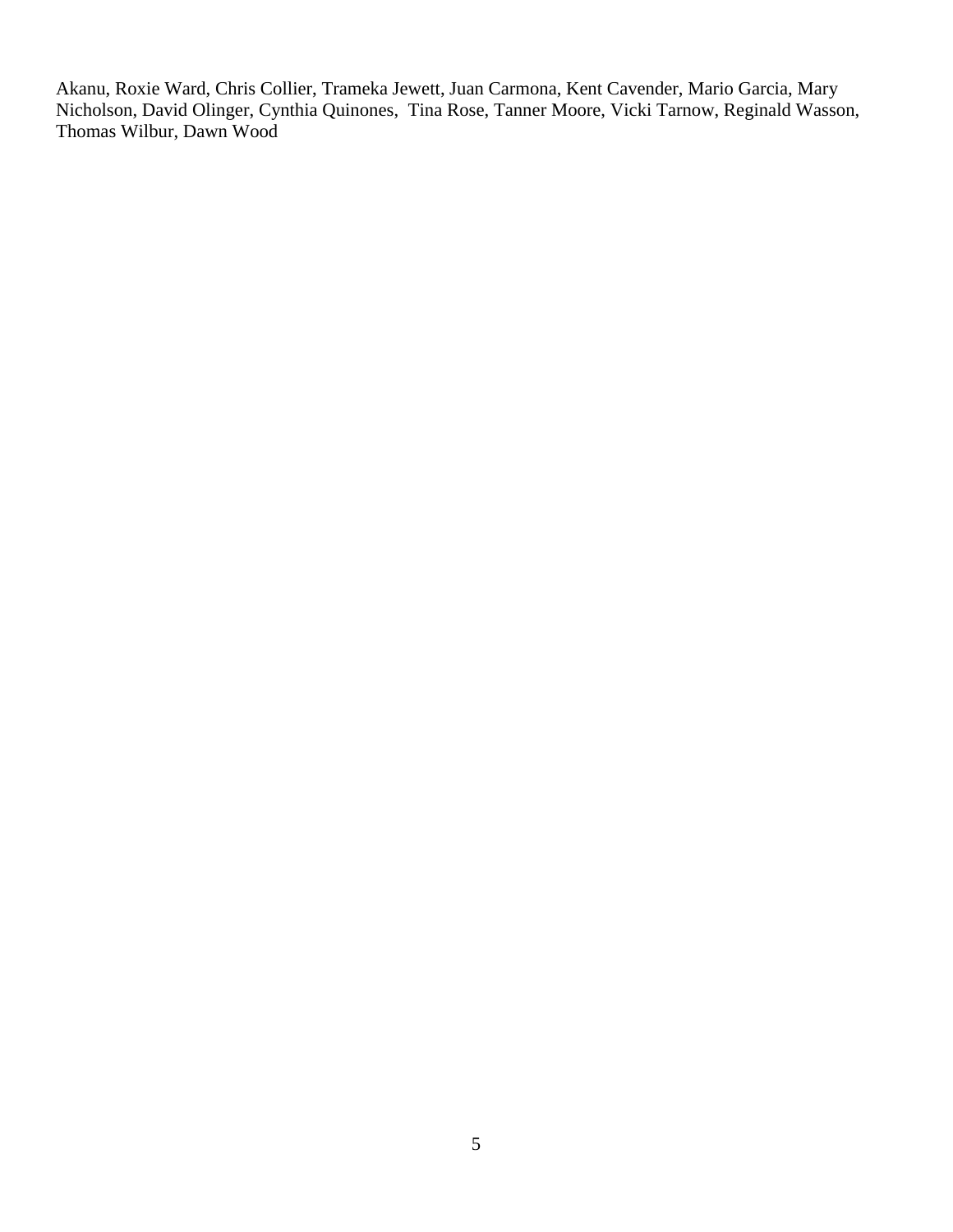Akanu, Roxie Ward, Chris Collier, Trameka Jewett, Juan Carmona, Kent Cavender, Mario Garcia, Mary Nicholson, David Olinger, Cynthia Quinones, Tina Rose, Tanner Moore, Vicki Tarnow, Reginald Wasson, Thomas Wilbur, Dawn Wood